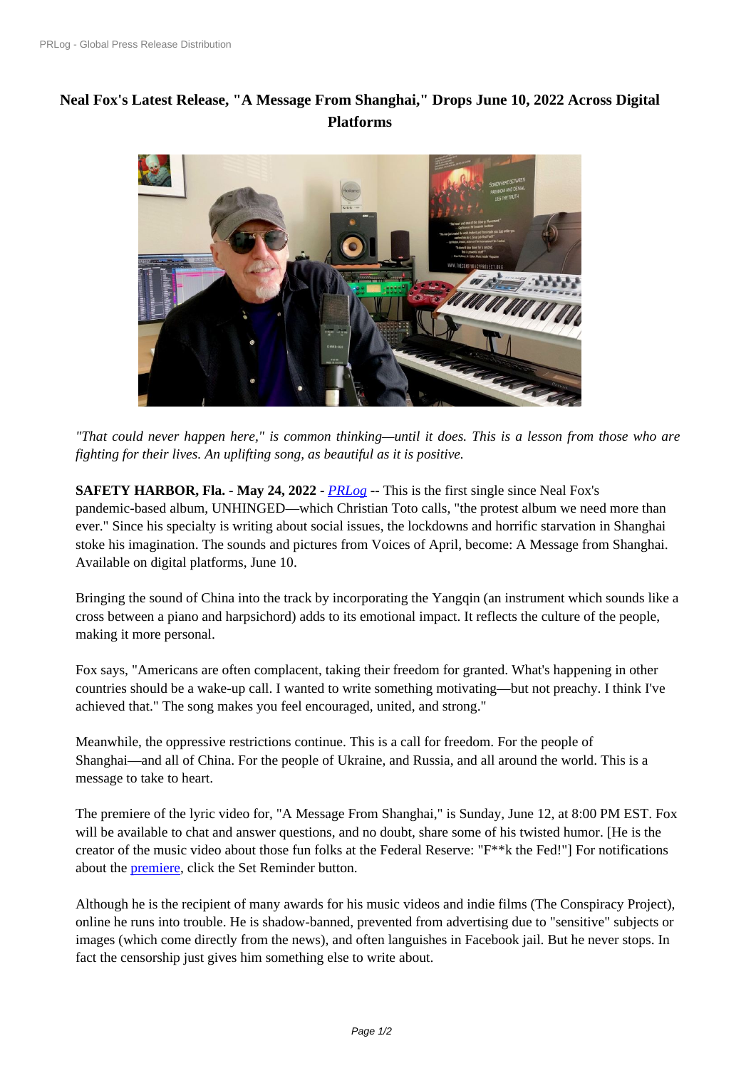# Neal Fox's Latest Release, "A Message From Shanghai," Drops June 10, 2022 Across Digital Platforms

*"That could never happen here," is common thinking—until it does. This is a lesson from those who are fighting for their lives. An uplifting song, as beautiful as it is positive.*

**SAFETY HARBOR, Fla.** - **May 24, 2022** - *PRLog* -- This is the first single since Neal Fox's pandemic-based album, UNHINGED—which Christian Toto calls, "the protest album we need more than ever." Since his specialty is writing about social issues, the lockdowns and horrific starvation in Shanghai stoke his imagination. The sounds and pictures from Voices of April, become: A Message from Shanghai. Available on digital platforms, June 10.

Bringing the sound of China into the track by incorporating the Yangqin (an instrument which sounds like a cross between a piano and harpsichord) adds to its emotional impact. It reflects the culture of the people, making it more personal.

Fox says, "Americans are often complacent, taking their freedom for granted. What's happening in other countries should be a wake-up call. I wanted to write something motivating—but not preachy. I think I've achieved that." The song makes you feel encouraged, united, and strong."

Meanwhile, the oppressive restrictions continue. This is a call for freedom. For the people of Shanghai—and all of China. For the people of Ukraine, and Russia, and all around the world. This is a message to take to heart.

The premiere of the lyric video for, "A Message From Shanghai," is Sunday, June 12, at 8:00 PM EST. Fox will be available to chat and answer questions, and no doubt, share some of his twisted humor. [He is the creator of the music video about those fun folks at the Federal Reserve: "F**k the Fed!"] For notifications about the premiere, click the Set Reminder button.

Although he is the recipient of many awards for his music videos and indie films (The Conspiracy Project), online he runs into trouble. He is shadow-banned, prevented from advertising due to "sensitive" subjects or images (which come directly from the news), and often languishes in Facebook jail. But he never stops. In fact the censorship just gives him something else to write about.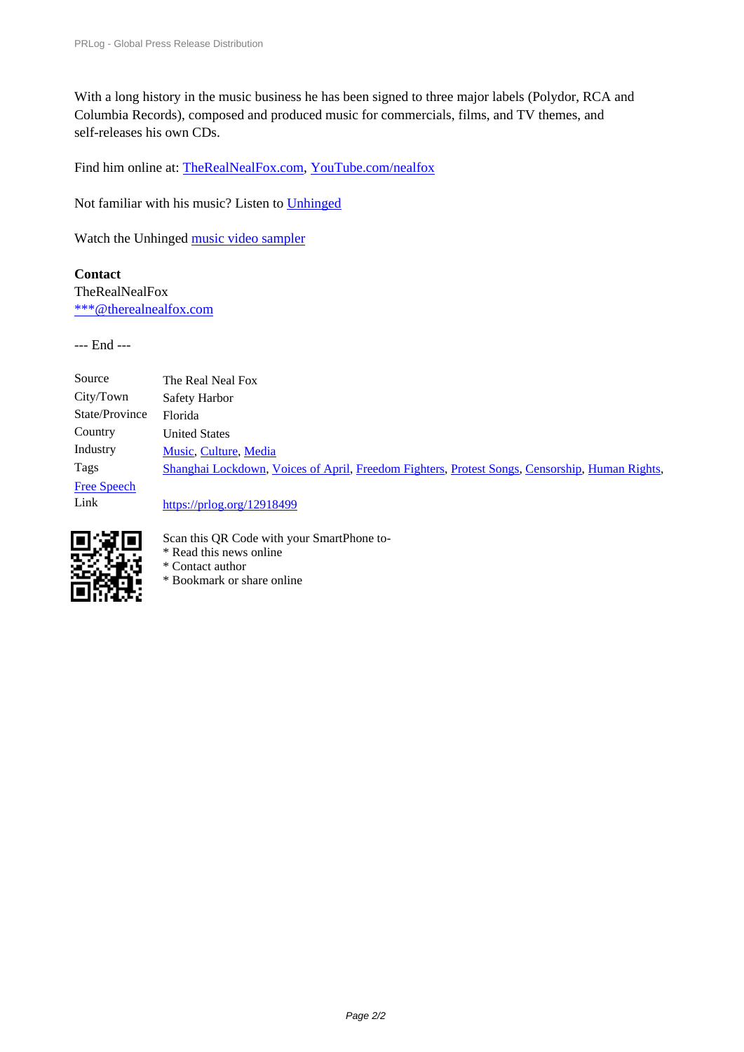With a long history in the music business he has been signed to three major labels (Polydor, RCA and Columbia Records), composed and produced music for commercials, films, and TV themes, and self-releases his own CDs.

Find him online at: TheRealNealFox.com, YouTube.com/nealfox

Not familiar with his music? Listen to Unhinged

Watch the Unhinged music video sampler

**Contact**
TheRealNealFox
***@therealnealfox.com

--- End ---

| | |
|---|---|
| Source | The Real Neal Fox |
| City/Town | Safety Harbor |
| State/Province | Florida |
| Country | United States |
| Industry | Music, Culture, Media |
| Tags | Shanghai Lockdown, Voices of April, Freedom Fighters, Protest Songs, Censorship, Human Rights, Free Speech |
| Link | https://prlog.org/12918499 |

Scan this QR Code with your SmartPhone to-
* Read this news online
* Contact author
* Bookmark or share online